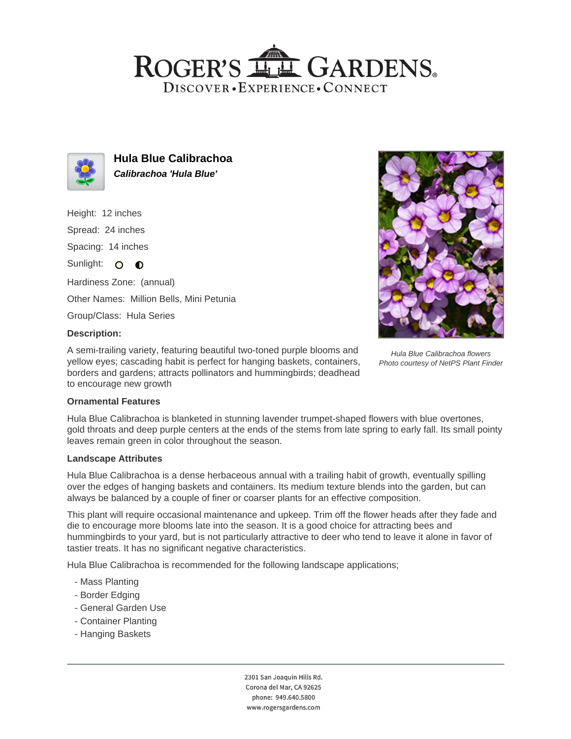# Hula Blue Calibrachoa

***Calibrachoa 'Hula Blue'***

Height: 12 inches

Spread: 24 inches

Spacing: 14 inches

Sunlight:

Hardiness Zone: (annual)

Other Names: Million Bells, Mini Petunia

Group/Class: Hula Series

**Description:**

A semi-trailing variety, featuring beautiful two-toned purple blooms and yellow eyes; cascading habit is perfect for hanging baskets, containers, borders and gardens; attracts pollinators and hummingbirds; deadhead to encourage new growth

*Hula Blue Calibrachoa flowers*
*Photo courtesy of NetPS Plant Finder*

**Ornamental Features**

Hula Blue Calibrachoa is blanketed in stunning lavender trumpet-shaped flowers with blue overtones, gold throats and deep purple centers at the ends of the stems from late spring to early fall. Its small pointy leaves remain green in color throughout the season.

**Landscape Attributes**

Hula Blue Calibrachoa is a dense herbaceous annual with a trailing habit of growth, eventually spilling over the edges of hanging baskets and containers. Its medium texture blends into the garden, but can always be balanced by a couple of finer or coarser plants for an effective composition.

This plant will require occasional maintenance and upkeep. Trim off the flower heads after they fade and die to encourage more blooms late into the season. It is a good choice for attracting bees and hummingbirds to your yard, but is not particularly attractive to deer who tend to leave it alone in favor of tastier treats. It has no significant negative characteristics.

Hula Blue Calibrachoa is recommended for the following landscape applications;

- Mass Planting
- Border Edging
- General Garden Use
- Container Planting
- Hanging Baskets

2301 San Joaquin Hills Rd.
Corona del Mar, CA 92625
phone: 949.640.5800
www.rogersgardens.com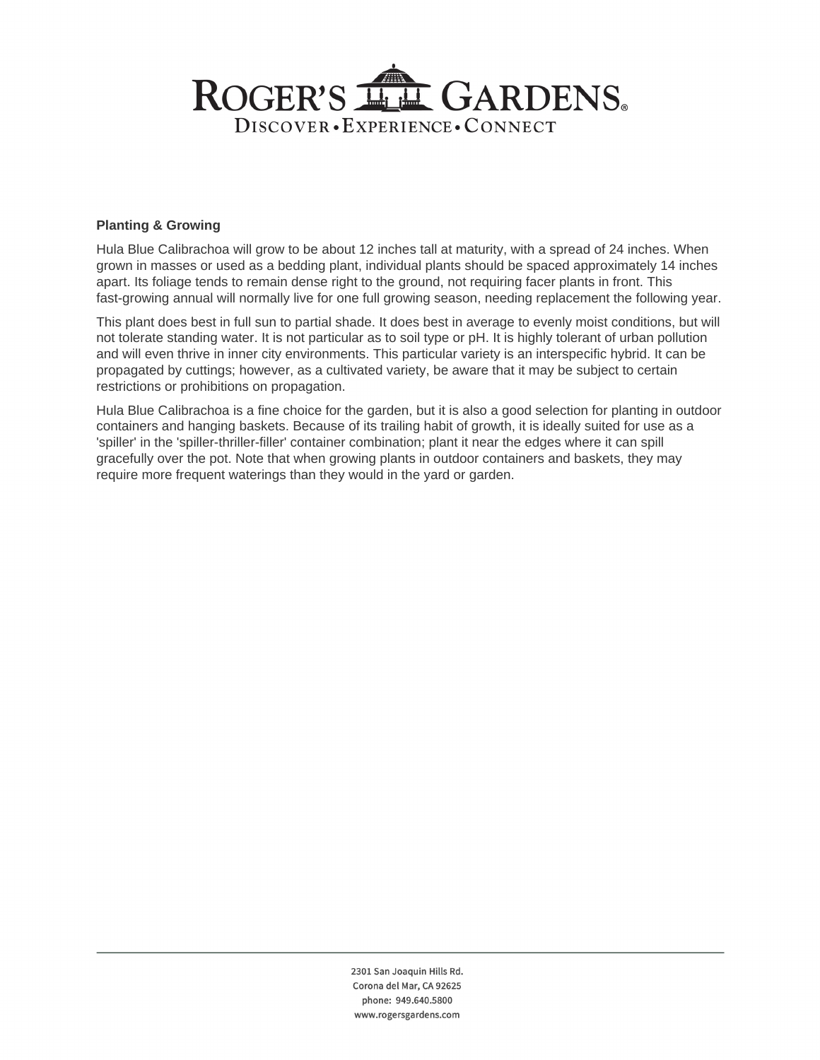### Planting & Growing

Hula Blue Calibrachoa will grow to be about 12 inches tall at maturity, with a spread of 24 inches. When grown in masses or used as a bedding plant, individual plants should be spaced approximately 14 inches apart. Its foliage tends to remain dense right to the ground, not requiring facer plants in front. This fast-growing annual will normally live for one full growing season, needing replacement the following year.

This plant does best in full sun to partial shade. It does best in average to evenly moist conditions, but will not tolerate standing water. It is not particular as to soil type or pH. It is highly tolerant of urban pollution and will even thrive in inner city environments. This particular variety is an interspecific hybrid. It can be propagated by cuttings; however, as a cultivated variety, be aware that it may be subject to certain restrictions or prohibitions on propagation.

Hula Blue Calibrachoa is a fine choice for the garden, but it is also a good selection for planting in outdoor containers and hanging baskets. Because of its trailing habit of growth, it is ideally suited for use as a 'spiller' in the 'spiller-thriller-filler' container combination; plant it near the edges where it can spill gracefully over the pot. Note that when growing plants in outdoor containers and baskets, they may require more frequent waterings than they would in the yard or garden.